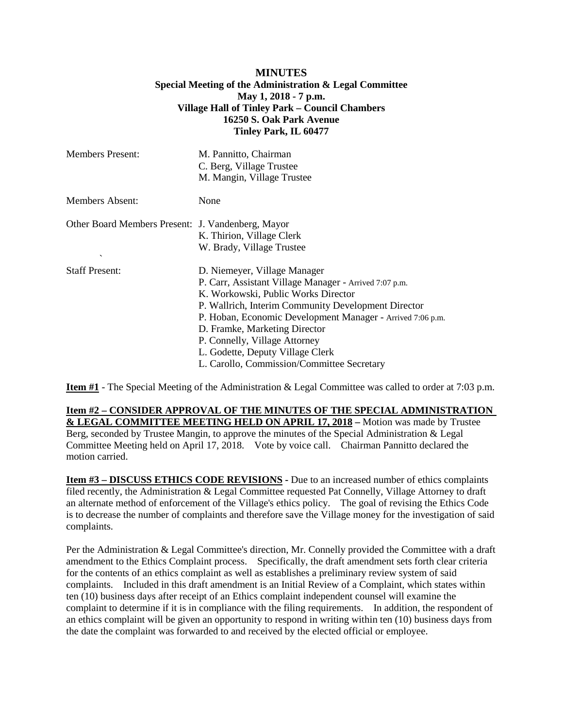**MINUTES**
**Special Meeting of the Administration & Legal Committee**
**May 1, 2018 - 7 p.m.**
**Village Hall of Tinley Park – Council Chambers**
**16250 S. Oak Park Avenue**
**Tinley Park, IL 60477**

| | |
|---|---|
| Members Present: | M. Pannitto, Chairman<br>C. Berg, Village Trustee<br>M. Mangin, Village Trustee |
| Members Absent: | None |
| Other Board Members Present: | J. Vandenberg, Mayor<br>K. Thirion, Village Clerk<br>W. Brady, Village Trustee |
| Staff Present: | D. Niemeyer, Village Manager<br>P. Carr, Assistant Village Manager - Arrived 7:07 p.m.<br>K. Workowski, Public Works Director<br>P. Wallrich, Interim Community Development Director<br>P. Hoban, Economic Development Manager - Arrived 7:06 p.m.<br>D. Framke, Marketing Director<br>P. Connelly, Village Attorney<br>L. Godette, Deputy Village Clerk<br>L. Carollo, Commission/Committee Secretary |

**Item #1** - The Special Meeting of the Administration & Legal Committee was called to order at 7:03 p.m.

**Item #2 – CONSIDER APPROVAL OF THE MINUTES OF THE SPECIAL ADMINISTRATION & LEGAL COMMITTEE MEETING HELD ON APRIL 17, 2018 –** Motion was made by Trustee Berg, seconded by Trustee Mangin, to approve the minutes of the Special Administration & Legal Committee Meeting held on April 17, 2018. Vote by voice call. Chairman Pannitto declared the motion carried.

**Item #3 – DISCUSS ETHICS CODE REVISIONS** - Due to an increased number of ethics complaints filed recently, the Administration & Legal Committee requested Pat Connelly, Village Attorney to draft an alternate method of enforcement of the Village's ethics policy. The goal of revising the Ethics Code is to decrease the number of complaints and therefore save the Village money for the investigation of said complaints.

Per the Administration & Legal Committee's direction, Mr. Connelly provided the Committee with a draft amendment to the Ethics Complaint process. Specifically, the draft amendment sets forth clear criteria for the contents of an ethics complaint as well as establishes a preliminary review system of said complaints. Included in this draft amendment is an Initial Review of a Complaint, which states within ten (10) business days after receipt of an Ethics complaint independent counsel will examine the complaint to determine if it is in compliance with the filing requirements. In addition, the respondent of an ethics complaint will be given an opportunity to respond in writing within ten (10) business days from the date the complaint was forwarded to and received by the elected official or employee.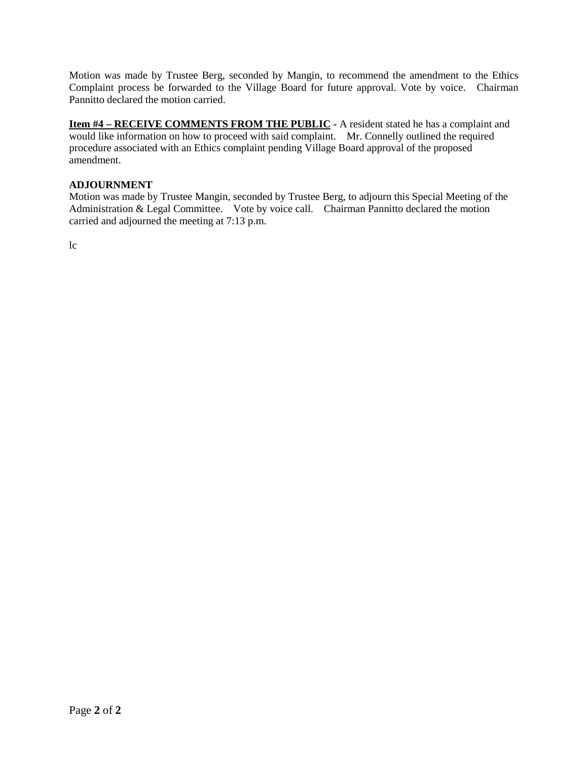Motion was made by Trustee Berg, seconded by Mangin, to recommend the amendment to the Ethics Complaint process be forwarded to the Village Board for future approval. Vote by voice. Chairman Pannitto declared the motion carried.

**Item #4 – RECEIVE COMMENTS FROM THE PUBLIC** - A resident stated he has a complaint and would like information on how to proceed with said complaint. Mr. Connelly outlined the required procedure associated with an Ethics complaint pending Village Board approval of the proposed amendment.

**ADJOURNMENT**

Motion was made by Trustee Mangin, seconded by Trustee Berg, to adjourn this Special Meeting of the Administration & Legal Committee. Vote by voice call. Chairman Pannitto declared the motion carried and adjourned the meeting at 7:13 p.m.

lc